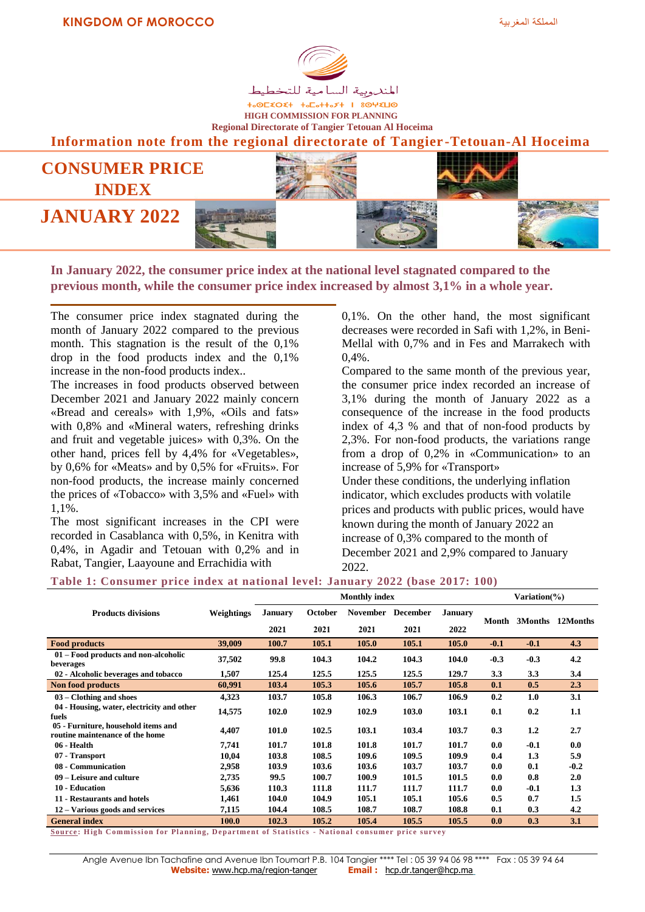KINGDOM OF MOROCCO

المملكة المغربية

المندوبية السامية للتخطيط

HIGH COMMISSION FOR PLANNING

Regional Directorate of Tangier Tetouan Al Hoceima

**Information note from the regional directorate of Tangier-Tetouan-Al Hoceima**

# CONSUMER PRICE INDEX

# JANUARY 2022

**In January 2022, the consumer price index at the national level stagnated compared to the previous month, while the consumer price index increased by almost 3,1% in a whole year.**

The consumer price index stagnated during the month of January 2022 compared to the previous month. This stagnation is the result of the 0,1% drop in the food products index and the 0,1% increase in the non-food products index..

The increases in food products observed between December 2021 and January 2022 mainly concern «Bread and cereals» with 1,9%, «Oils and fats» with 0,8% and «Mineral waters, refreshing drinks and fruit and vegetable juices» with 0,3%. On the other hand, prices fell by 4,4% for «Vegetables», by 0,6% for «Meats» and by 0,5% for «Fruits». For non-food products, the increase mainly concerned the prices of «Tobacco» with 3,5% and «Fuel» with 1,1%.

The most significant increases in the CPI were recorded in Casablanca with 0,5%, in Kenitra with 0,4%, in Agadir and Tetouan with 0,2% and in Rabat, Tangier, Laayoune and Errachidia with 0,1%. On the other hand, the most significant decreases were recorded in Safi with 1,2%, in Beni-Mellal with 0,7% and in Fes and Marrakech with 0,4%.

Compared to the same month of the previous year, the consumer price index recorded an increase of 3,1% during the month of January 2022 as a consequence of the increase in the food products index of 4,3 % and that of non-food products by 2,3%. For non-food products, the variations range from a drop of 0,2% in «Communication» to an increase of 5,9% for «Transport»

Under these conditions, the underlying inflation indicator, which excludes products with volatile prices and products with public prices, would have known during the month of January 2022 an increase of 0,3% compared to the month of December 2021 and 2,9% compared to January 2022.

**Table 1: Consumer price index at national level: January 2022 (base 2017: 100)**

| Products divisions | Weightings | Monthly index | | | | | Variation(%) | | |
|---|---|---|---|---|---|---|---|---|---|
| | | January 2021 | October 2021 | November 2021 | December 2021 | January 2022 | Month | 3Months | 12Months |
| **Food products** | **39,009** | **100.7** | **105.1** | **105.0** | **105.1** | **105.0** | **-0.1** | **-0.1** | **4.3** |
| 01 – Food products and non-alcoholic beverages | 37,502 | 99.8 | 104.3 | 104.2 | 104.3 | 104.0 | -0.3 | -0.3 | 4.2 |
| 02 - Alcoholic beverages and tobacco | 1,507 | 125.4 | 125.5 | 125.5 | 125.5 | 129.7 | 3.3 | 3.3 | 3.4 |
| **Non food products** | **60,991** | **103.4** | **105.3** | **105.6** | **105.7** | **105.8** | **0.1** | **0.5** | **2.3** |
| 03 – Clothing and shoes | 4,323 | 103.7 | 105.8 | 106.3 | 106.7 | 106.9 | 0.2 | 1.0 | 3.1 |
| 04 - Housing, water, electricity and other fuels | 14,575 | 102.0 | 102.9 | 102.9 | 103.0 | 103.1 | 0.1 | 0.2 | 1.1 |
| 05 - Furniture, household items and routine maintenance of the home | 4,407 | 101.0 | 102.5 | 103.1 | 103.4 | 103.7 | 0.3 | 1.2 | 2.7 |
| 06 - Health | 7,741 | 101.7 | 101.8 | 101.8 | 101.7 | 101.7 | 0.0 | -0.1 | 0.0 |
| 07 - Transport | 10,04 | 103.8 | 108.5 | 109.6 | 109.5 | 109.9 | 0.4 | 1.3 | 5.9 |
| 08 - Communication | 2,958 | 103.9 | 103.6 | 103.6 | 103.7 | 103.7 | 0.0 | 0.1 | -0.2 |
| 09 – Leisure and culture | 2,735 | 99.5 | 100.7 | 100.9 | 101.5 | 101.5 | 0.0 | 0.8 | 2.0 |
| 10 - Education | 5,636 | 110.3 | 111.8 | 111.7 | 111.7 | 111.7 | 0.0 | -0.1 | 1.3 |
| 11 - Restaurants and hotels | 1,461 | 104.0 | 104.9 | 105.1 | 105.1 | 105.6 | 0.5 | 0.7 | 1.5 |
| 12 – Various goods and services | 7,115 | 104.4 | 108.5 | 108.7 | 108.7 | 108.8 | 0.1 | 0.3 | 4.2 |
| **General index** | **100.0** | **102.3** | **105.2** | **105.4** | **105.5** | **105.5** | **0.0** | **0.3** | **3.1** |

**Source: High Commission for Planning, Department of Statistics - National consumer price survey**

Angle Avenue Ibn Tachafine and Avenue Ibn Toumart P.B. 104 Tangier **** Tel : 05 39 94 06 98 **** Fax : 05 39 94 64

**Website:** www.hcp.ma/region-tanger **Email :** hcp.dr.tanger@hcp.ma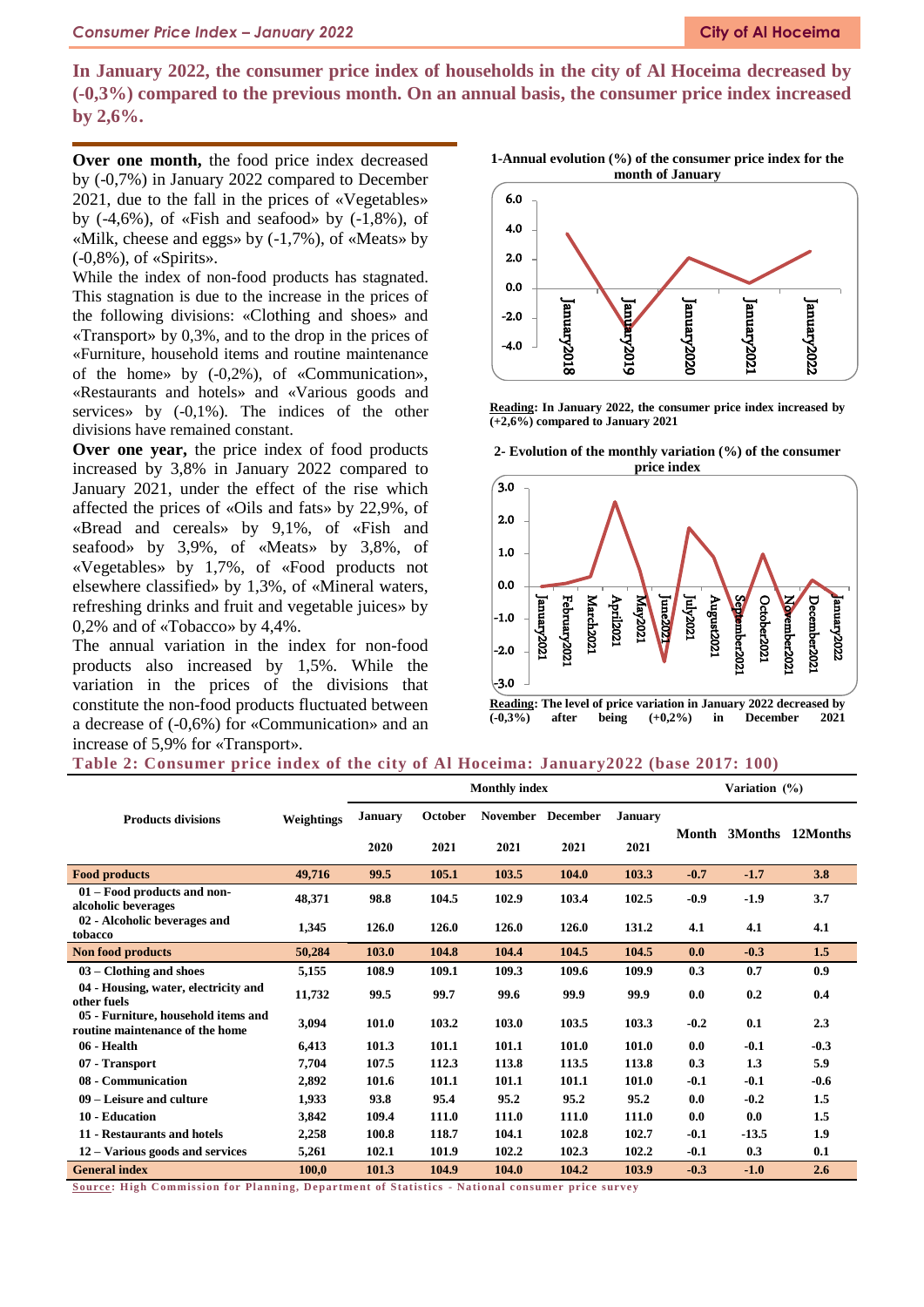**In January 2022, the consumer price index of households in the city of Al Hoceima decreased by (-0,3%) compared to the previous month. On an annual basis, the consumer price index increased by 2,6%.**

**Over one month,** the food price index decreased by (-0,7%) in January 2022 compared to December 2021, due to the fall in the prices of «Vegetables» by (-4,6%), of «Fish and seafood» by (-1,8%), of «Milk, cheese and eggs» by (-1,7%), of «Meats» by (-0,8%), of «Spirits».

While the index of non-food products has stagnated. This stagnation is due to the increase in the prices of the following divisions: «Clothing and shoes» and «Transport» by 0,3%, and to the drop in the prices of «Furniture, household items and routine maintenance of the home» by (-0,2%), of «Communication», «Restaurants and hotels» and «Various goods and services» by (-0,1%). The indices of the other divisions have remained constant.

**Over one year,** the price index of food products increased by 3,8% in January 2022 compared to January 2021, under the effect of the rise which affected the prices of «Oils and fats» by 22,9%, of «Bread and cereals» by 9,1%, of «Fish and seafood» by 3,9%, of «Meats» by 3,8%, of «Vegetables» by 1,7%, of «Food products not elsewhere classified» by 1,3%, of «Mineral waters, refreshing drinks and fruit and vegetable juices» by 0,2% and of «Tobacco» by 4,4%.

The annual variation in the index for non-food products also increased by 1,5%. While the variation in the prices of the divisions that constitute the non-food products fluctuated between a decrease of (-0,6%) for «Communication» and an increase of 5,9% for «Transport».

**1-Annual evolution (%) of the consumer price index for the month of January**

**Reading**: In January 2022, the consumer price index increased by (+2,6%) compared to January 2021

**2- Evolution of the monthly variation (%) of the consumer price index**

**Reading**: The level of price variation in January 2022 decreased by (-0,3%) after being (+0,2%) in December 2021

**Table 2: Consumer price index of the city of Al Hoceima: January2022 (base 2017: 100)**

| Products divisions | Weightings | Monthly index | | | | | Variation (%) | | |
|---|---|---|---|---|---|---|---|---|---|
| | | January 2020 | October 2021 | November 2021 | December 2021 | January 2021 | Month | 3Months | 12Months |
| **Food products** | **49,716** | **99.5** | **105.1** | **103.5** | **104.0** | **103.3** | **-0.7** | **-1.7** | **3.8** |
| 01 – Food products and non-alcoholic beverages | 48,371 | 98.8 | 104.5 | 102.9 | 103.4 | 102.5 | -0.9 | -1.9 | 3.7 |
| 02 - Alcoholic beverages and tobacco | 1,345 | 126.0 | 126.0 | 126.0 | 126.0 | 131.2 | 4.1 | 4.1 | 4.1 |
| **Non food products** | **50,284** | **103.0** | **104.8** | **104.4** | **104.5** | **104.5** | **0.0** | **-0.3** | **1.5** |
| 03 – Clothing and shoes | 5,155 | 108.9 | 109.1 | 109.3 | 109.6 | 109.9 | 0.3 | 0.7 | 0.9 |
| 04 - Housing, water, electricity and other fuels | 11,732 | 99.5 | 99.7 | 99.6 | 99.9 | 99.9 | 0.0 | 0.2 | 0.4 |
| 05 - Furniture, household items and routine maintenance of the home | 3,094 | 101.0 | 103.2 | 103.0 | 103.5 | 103.3 | -0.2 | 0.1 | 2.3 |
| 06 - Health | 6,413 | 101.3 | 101.1 | 101.1 | 101.0 | 101.0 | 0.0 | -0.1 | -0.3 |
| 07 - Transport | 7,704 | 107.5 | 112.3 | 113.8 | 113.5 | 113.8 | 0.3 | 1.3 | 5.9 |
| 08 - Communication | 2,892 | 101.6 | 101.1 | 101.1 | 101.1 | 101.0 | -0.1 | -0.1 | -0.6 |
| 09 – Leisure and culture | 1,933 | 93.8 | 95.4 | 95.2 | 95.2 | 95.2 | 0.0 | -0.2 | 1.5 |
| 10 - Education | 3,842 | 109.4 | 111.0 | 111.0 | 111.0 | 111.0 | 0.0 | 0.0 | 1.5 |
| 11 - Restaurants and hotels | 2,258 | 100.8 | 118.7 | 104.1 | 102.8 | 102.7 | -0.1 | -13.5 | 1.9 |
| 12 – Various goods and services | 5,261 | 102.1 | 101.9 | 102.2 | 102.3 | 102.2 | -0.1 | 0.3 | 0.1 |
| **General index** | **100,0** | **101.3** | **104.9** | **104.0** | **104.2** | **103.9** | **-0.3** | **-1.0** | **2.6** |

**Source: High Commission for Planning, Department of Statistics - National consumer price survey**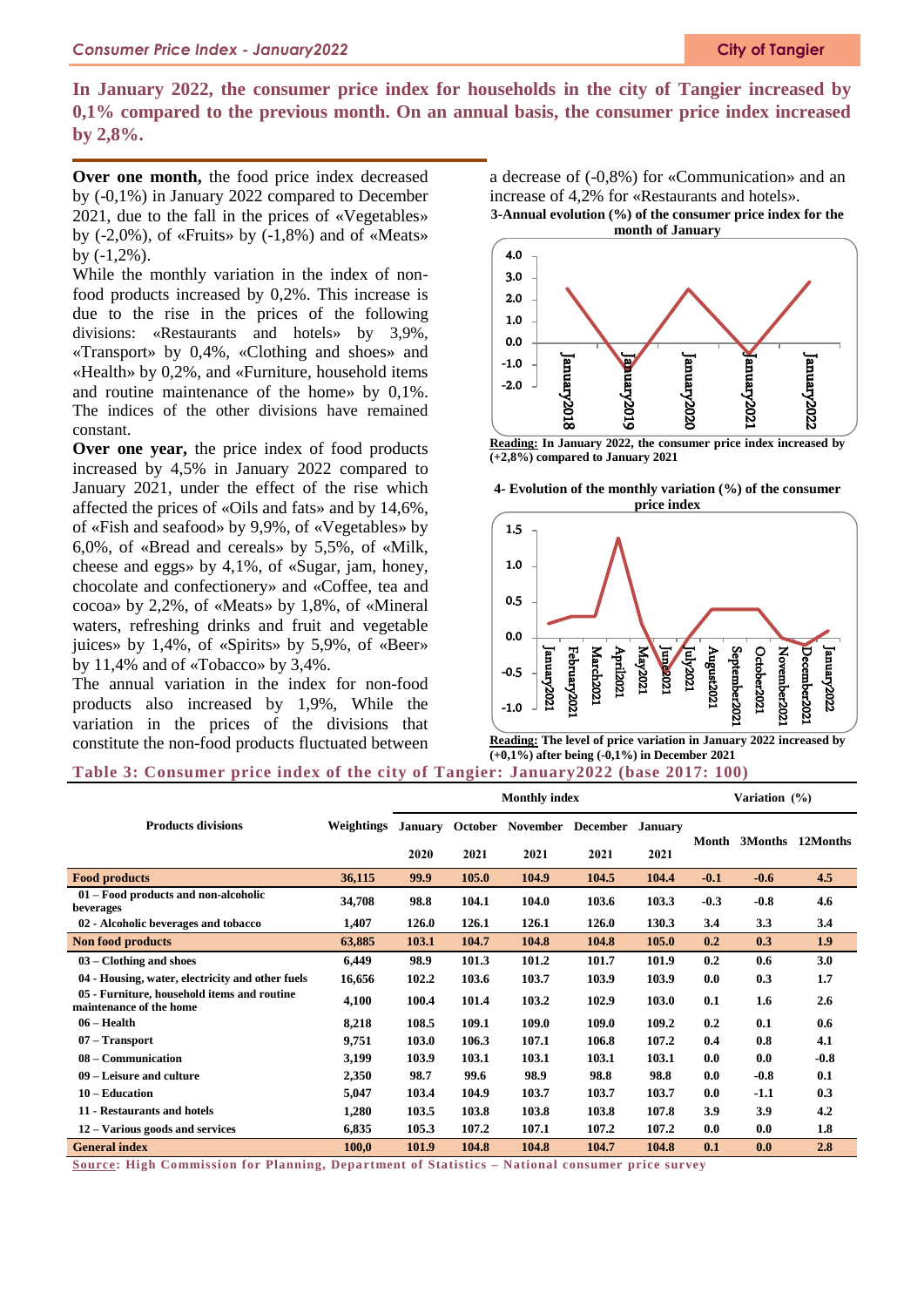**In January 2022, the consumer price index for households in the city of Tangier increased by 0,1% compared to the previous month. On an annual basis, the consumer price index increased by 2,8%.**

**Over one month,** the food price index decreased by (-0,1%) in January 2022 compared to December 2021, due to the fall in the prices of «Vegetables» by (-2,0%), of «Fruits» by (-1,8%) and of «Meats» by (-1,2%).

While the monthly variation in the index of non-food products increased by 0,2%. This increase is due to the rise in the prices of the following divisions: «Restaurants and hotels» by 3,9%, «Transport» by 0,4%, «Clothing and shoes» and «Health» by 0,2%, and «Furniture, household items and routine maintenance of the home» by 0,1%. The indices of the other divisions have remained constant.

**Over one year,** the price index of food products increased by 4,5% in January 2022 compared to January 2021, under the effect of the rise which affected the prices of «Oils and fats» and by 14,6%, of «Fish and seafood» by 9,9%, of «Vegetables» by 6,0%, of «Bread and cereals» by 5,5%, of «Milk, cheese and eggs» by 4,1%, of «Sugar, jam, honey, chocolate and confectionery» and «Coffee, tea and cocoa» by 2,2%, of «Meats» by 1,8%, of «Mineral waters, refreshing drinks and fruit and vegetable juices» by 1,4%, of «Spirits» by 5,9%, of «Beer» by 11,4% and of «Tobacco» by 3,4%.

The annual variation in the index for non-food products also increased by 1,9%, While the variation in the prices of the divisions that constitute the non-food products fluctuated between a decrease of (-0,8%) for «Communication» and an increase of 4,2% for «Restaurants and hotels».

**3-Annual evolution (%) of the consumer price index for the month of January**

**Reading:** In January 2022, the consumer price index increased by (+2,8%) compared to January 2021

**4- Evolution of the monthly variation (%) of the consumer price index**

**Reading:** The level of price variation in January 2022 increased by (+0,1%) after being (-0,1%) in December 2021

**Table 3: Consumer price index of the city of Tangier: January2022 (base 2017: 100)**

| Products divisions | Weightings | Monthly index | | | | | Variation (%) | | |
|---|---|---|---|---|---|---|---|---|---|
| | | January 2020 | October 2021 | November 2021 | December 2021 | January 2021 | Month | 3Months | 12Months |
| **Food products** | 36,115 | 99.9 | 105.0 | 104.9 | 104.5 | 104.4 | -0.1 | -0.6 | 4.5 |
| 01 – Food products and non-alcoholic beverages | 34,708 | 98.8 | 104.1 | 104.0 | 103.6 | 103.3 | -0.3 | -0.8 | 4.6 |
| 02 - Alcoholic beverages and tobacco | 1,407 | 126.0 | 126.1 | 126.1 | 126.0 | 130.3 | 3.4 | 3.3 | 3.4 |
| **Non food products** | 63,885 | 103.1 | 104.7 | 104.8 | 104.8 | 105.0 | 0.2 | 0.3 | 1.9 |
| 03 – Clothing and shoes | 6,449 | 98.9 | 101.3 | 101.2 | 101.7 | 101.9 | 0.2 | 0.6 | 3.0 |
| 04 - Housing, water, electricity and other fuels | 16,656 | 102.2 | 103.6 | 103.7 | 103.9 | 103.9 | 0.0 | 0.3 | 1.7 |
| 05 - Furniture, household items and routine maintenance of the home | 4,100 | 100.4 | 101.4 | 103.2 | 102.9 | 103.0 | 0.1 | 1.6 | 2.6 |
| 06 – Health | 8,218 | 108.5 | 109.1 | 109.0 | 109.0 | 109.2 | 0.2 | 0.1 | 0.6 |
| 07 – Transport | 9,751 | 103.0 | 106.3 | 107.1 | 106.8 | 107.2 | 0.4 | 0.8 | 4.1 |
| 08 – Communication | 3,199 | 103.9 | 103.1 | 103.1 | 103.1 | 103.1 | 0.0 | 0.0 | -0.8 |
| 09 – Leisure and culture | 2,350 | 98.7 | 99.6 | 98.9 | 98.8 | 98.8 | 0.0 | -0.8 | 0.1 |
| 10 – Education | 5,047 | 103.4 | 104.9 | 103.7 | 103.7 | 103.7 | 0.0 | -1.1 | 0.3 |
| 11 - Restaurants and hotels | 1,280 | 103.5 | 103.8 | 103.8 | 103.8 | 107.8 | 3.9 | 3.9 | 4.2 |
| 12 – Various goods and services | 6,835 | 105.3 | 107.2 | 107.1 | 107.2 | 107.2 | 0.0 | 0.0 | 1.8 |
| **General index** | 100,0 | 101.9 | 104.8 | 104.8 | 104.7 | 104.8 | 0.1 | 0.0 | 2.8 |

**Source: High Commission for Planning, Department of Statistics – National consumer price survey**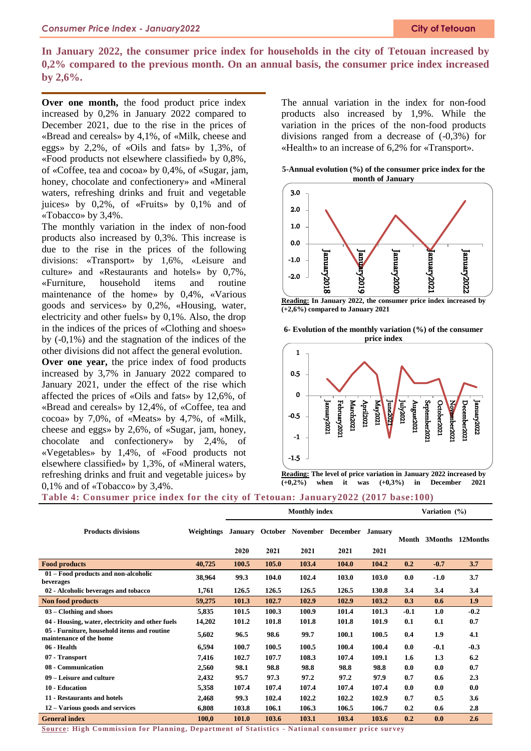**In January 2022, the consumer price index for households in the city of Tetouan increased by 0,2% compared to the previous month. On an annual basis, the consumer price index increased by 2,6%.**

**Over one month,** the food product price index increased by 0,2% in January 2022 compared to December 2021, due to the rise in the prices of «Bread and cereals» by 4,1%, of «Milk, cheese and eggs» by 2,2%, of «Oils and fats» by 1,3%, of «Food products not elsewhere classified» by 0,8%, of «Coffee, tea and cocoa» by 0,4%, of «Sugar, jam, honey, chocolate and confectionery» and «Mineral waters, refreshing drinks and fruit and vegetable juices» by 0,2%, of «Fruits» by 0,1% and of «Tobacco» by 3,4%.

The monthly variation in the index of non-food products also increased by 0,3%. This increase is due to the rise in the prices of the following divisions: «Transport» by 1,6%, «Leisure and culture» and «Restaurants and hotels» by 0,7%, «Furniture, household items and routine maintenance of the home» by 0,4%, «Various goods and services» by 0,2%, «Housing, water, electricity and other fuels» by 0,1%. Also, the drop in the indices of the prices of «Clothing and shoes» by (-0,1%) and the stagnation of the indices of the other divisions did not affect the general evolution.

**Over one year,** the price index of food products increased by 3,7% in January 2022 compared to January 2021, under the effect of the rise which affected the prices of «Oils and fats» by 12,6%, of «Bread and cereals» by 12,4%, of «Coffee, tea and cocoa» by 7,0%, of «Meats» by 4,7%, of «Milk, cheese and eggs» by 2,6%, of «Sugar, jam, honey, chocolate and confectionery» by 2,4%, of «Vegetables» by 1,4%, of «Food products not elsewhere classified» by 1,3%, of «Mineral waters, refreshing drinks and fruit and vegetable juices» by 0,1% and of «Tobacco» by 3,4%.

The annual variation in the index for non-food products also increased by 1,9%. While the variation in the prices of the non-food products divisions ranged from a decrease of (-0,3%) for «Health» to an increase of 6,2% for «Transport».

**5-Annual evolution (%) of the consumer price index for the month of January**

3.0
2.0
1.0
0.0
-1.0
-2.0
January2018
January2019
January2020
January2021
January2022

**Reading:** In January 2022, the consumer price index increased by (+2,6%) compared to January 2021

**6- Evolution of the monthly variation (%) of the consumer price index**

1
0.5
0
-0.5
-1
-1.5
January2021
February2021
March2021
April2021
May2021
June2021
July2021
August2021
September2021
October2021
November2021
December2021
January2022

**Reading:** The level of price variation in January 2022 increased by (+0,2%) when it was (+0,3%) in December 2021

**Table 4: Consumer price index for the city of Tetouan: January2022 (2017 base:100)**

| Products divisions | Weightings | Monthly index | | | | | Variation (%) | | |
|---|---|---|---|---|---|---|---|---|---|
| | | January 2020 | October 2021 | November 2021 | December 2021 | January 2021 | Month | 3Months | 12Months |
| **Food products** | **40,725** | **100.5** | **105.0** | **103.4** | **104.0** | **104.2** | **0.2** | **-0.7** | **3.7** |
| 01 – Food products and non-alcoholic beverages | 38,964 | 99.3 | 104.0 | 102.4 | 103.0 | 103.0 | 0.0 | -1.0 | 3.7 |
| 02 - Alcoholic beverages and tobacco | 1,761 | 126.5 | 126.5 | 126.5 | 126.5 | 130.8 | 3.4 | 3.4 | 3.4 |
| **Non food products** | **59,275** | **101.3** | **102.7** | **102.9** | **102.9** | **103.2** | **0.3** | **0.6** | **1.9** |
| 03 – Clothing and shoes | 5,835 | 101.5 | 100.3 | 100.9 | 101.4 | 101.3 | -0.1 | 1.0 | -0.2 |
| 04 - Housing, water, electricity and other fuels | 14,202 | 101.2 | 101.8 | 101.8 | 101.8 | 101.9 | 0.1 | 0.1 | 0.7 |
| 05 - Furniture, household items and routine maintenance of the home | 5,602 | 96.5 | 98.6 | 99.7 | 100.1 | 100.5 | 0.4 | 1.9 | 4.1 |
| 06 - Health | 6,594 | 100.7 | 100.5 | 100.5 | 100.4 | 100.4 | 0.0 | -0.1 | -0.3 |
| 07 - Transport | 7,416 | 102.7 | 107.7 | 108.3 | 107.4 | 109.1 | 1.6 | 1.3 | 6.2 |
| 08 - Communication | 2,560 | 98.1 | 98.8 | 98.8 | 98.8 | 98.8 | 0.0 | 0.0 | 0.7 |
| 09 – Leisure and culture | 2,432 | 95.7 | 97.3 | 97.2 | 97.2 | 97.9 | 0.7 | 0.6 | 2.3 |
| 10 - Education | 5,358 | 107.4 | 107.4 | 107.4 | 107.4 | 107.4 | 0.0 | 0.0 | 0.0 |
| 11 - Restaurants and hotels | 2,468 | 99.3 | 102.4 | 102.2 | 102.2 | 102.9 | 0.7 | 0.5 | 3.6 |
| 12 – Various goods and services | 6,808 | 103.8 | 106.1 | 106.3 | 106.5 | 106.7 | 0.2 | 0.6 | 2.8 |
| **General index** | **100,0** | **101.0** | **103.6** | **103.1** | **103.4** | **103.6** | **0.2** | **0.0** | **2.6** |

**Source**: High Commission for Planning, Department of Statistics - National consumer price survey